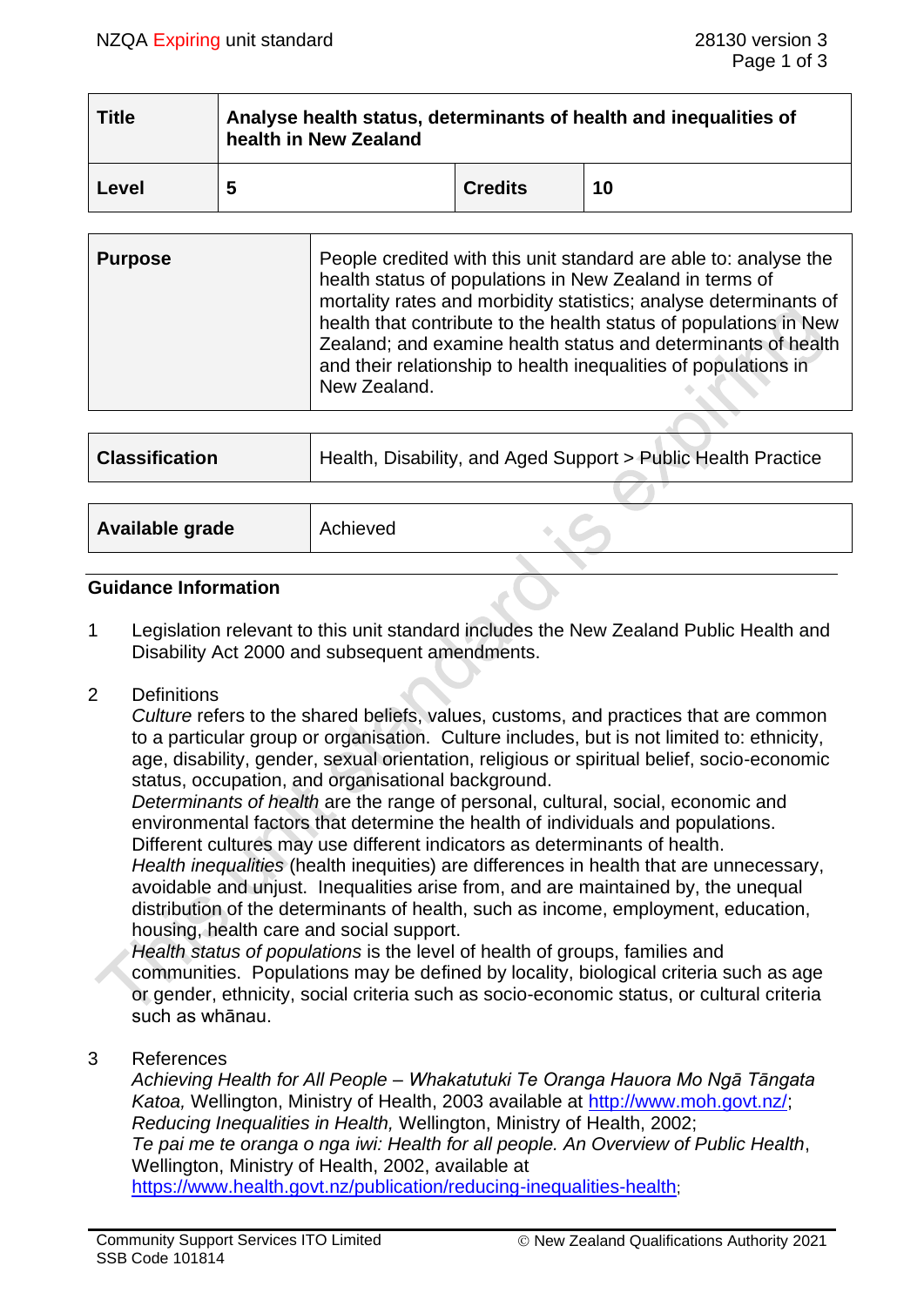| Title | Analyse health status, determinants of health and inequalities of health in New Zealand | | |
|---|---|---|---|
| Level | 5 | Credits | 10 |

| Purpose | People credited with this unit standard are able to: analyse the health status of populations in New Zealand in terms of mortality rates and morbidity statistics; analyse determinants of health that contribute to the health status of populations in New Zealand; and examine health status and determinants of health and their relationship to health inequalities of populations in New Zealand. |
|---|---|

| Classification | Health, Disability, and Aged Support > Public Health Practice |
|---|---|

| Available grade | Achieved |
|---|---|

## Guidance Information

1 Legislation relevant to this unit standard includes the New Zealand Public Health and Disability Act 2000 and subsequent amendments.

2 Definitions

*Culture* refers to the shared beliefs, values, customs, and practices that are common to a particular group or organisation. Culture includes, but is not limited to: ethnicity, age, disability, gender, sexual orientation, religious or spiritual belief, socio-economic status, occupation, and organisational background.

*Determinants of health* are the range of personal, cultural, social, economic and environmental factors that determine the health of individuals and populations. Different cultures may use different indicators as determinants of health.

*Health inequalities* (health inequities) are differences in health that are unnecessary, avoidable and unjust. Inequalities arise from, and are maintained by, the unequal distribution of the determinants of health, such as income, employment, education, housing, health care and social support.

*Health status of populations* is the level of health of groups, families and communities. Populations may be defined by locality, biological criteria such as age or gender, ethnicity, social criteria such as socio-economic status, or cultural criteria such as whānau.

3 References

*Achieving Health for All People – Whakatutuki Te Oranga Hauora Mo Ngā Tāngata Katoa,* Wellington, Ministry of Health, 2003 available at http://www.moh.govt.nz/;
*Reducing Inequalities in Health,* Wellington, Ministry of Health, 2002;
*Te pai me te oranga o nga iwi: Health for all people. An Overview of Public Health*, Wellington, Ministry of Health, 2002, available at https://www.health.govt.nz/publication/reducing-inequalities-health;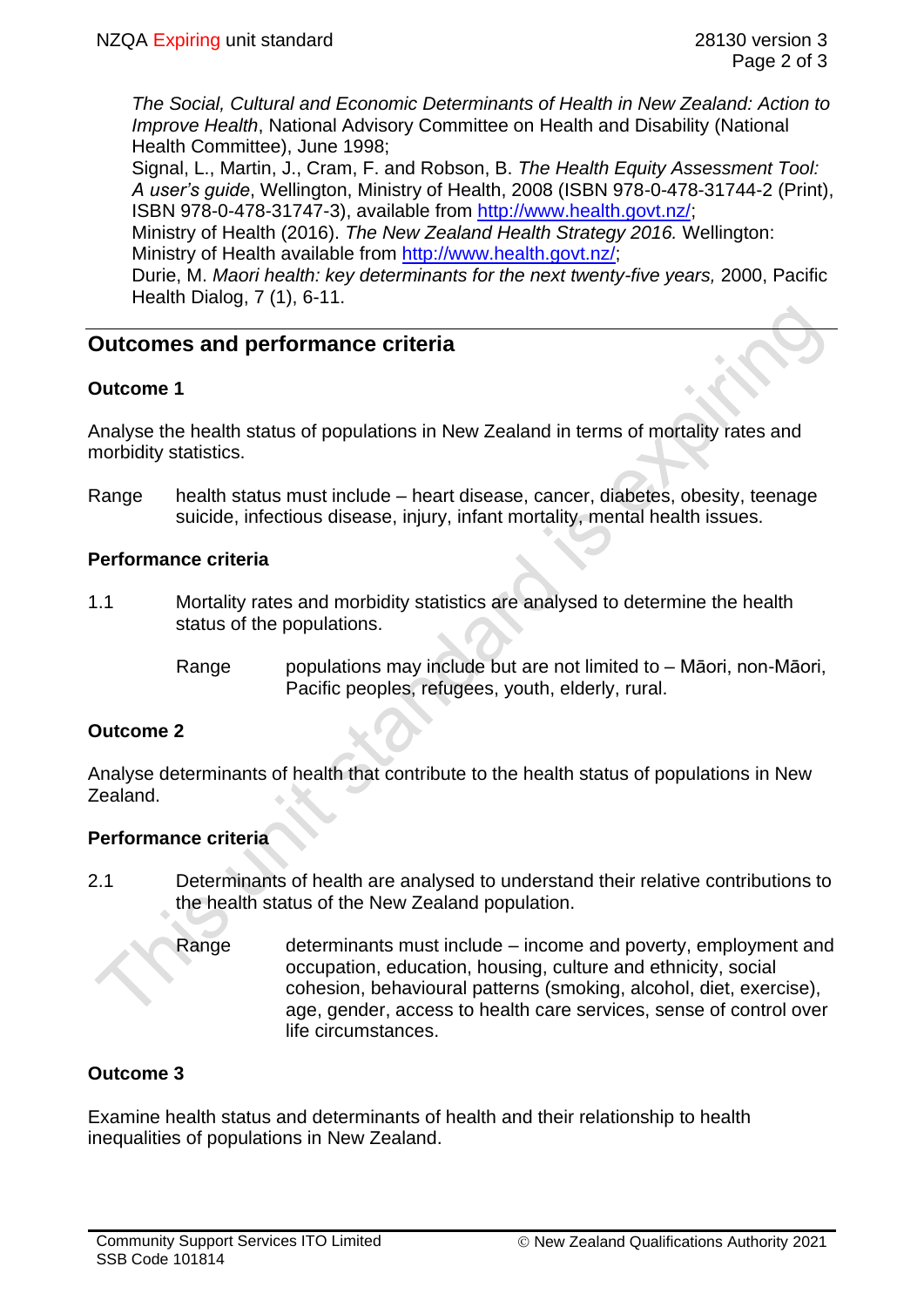*The Social, Cultural and Economic Determinants of Health in New Zealand: Action to Improve Health*, National Advisory Committee on Health and Disability (National Health Committee), June 1998;
Signal, L., Martin, J., Cram, F. and Robson, B. *The Health Equity Assessment Tool: A user's guide*, Wellington, Ministry of Health, 2008 (ISBN 978-0-478-31744-2 (Print), ISBN 978-0-478-31747-3), available from http://www.health.govt.nz/;
Ministry of Health (2016). *The New Zealand Health Strategy 2016.* Wellington: Ministry of Health available from http://www.health.govt.nz/;
Durie, M. *Maori health: key determinants for the next twenty-five years,* 2000, Pacific Health Dialog, 7 (1), 6-11.

## Outcomes and performance criteria

### Outcome 1

Analyse the health status of populations in New Zealand in terms of mortality rates and morbidity statistics.

Range health status must include – heart disease, cancer, diabetes, obesity, teenage suicide, infectious disease, injury, infant mortality, mental health issues.

### Performance criteria

1.1 Mortality rates and morbidity statistics are analysed to determine the health status of the populations.

Range populations may include but are not limited to – Māori, non-Māori, Pacific peoples, refugees, youth, elderly, rural.

### Outcome 2

Analyse determinants of health that contribute to the health status of populations in New Zealand.

### Performance criteria

2.1 Determinants of health are analysed to understand their relative contributions to the health status of the New Zealand population.

Range determinants must include – income and poverty, employment and occupation, education, housing, culture and ethnicity, social cohesion, behavioural patterns (smoking, alcohol, diet, exercise), age, gender, access to health care services, sense of control over life circumstances.

### Outcome 3

Examine health status and determinants of health and their relationship to health inequalities of populations in New Zealand.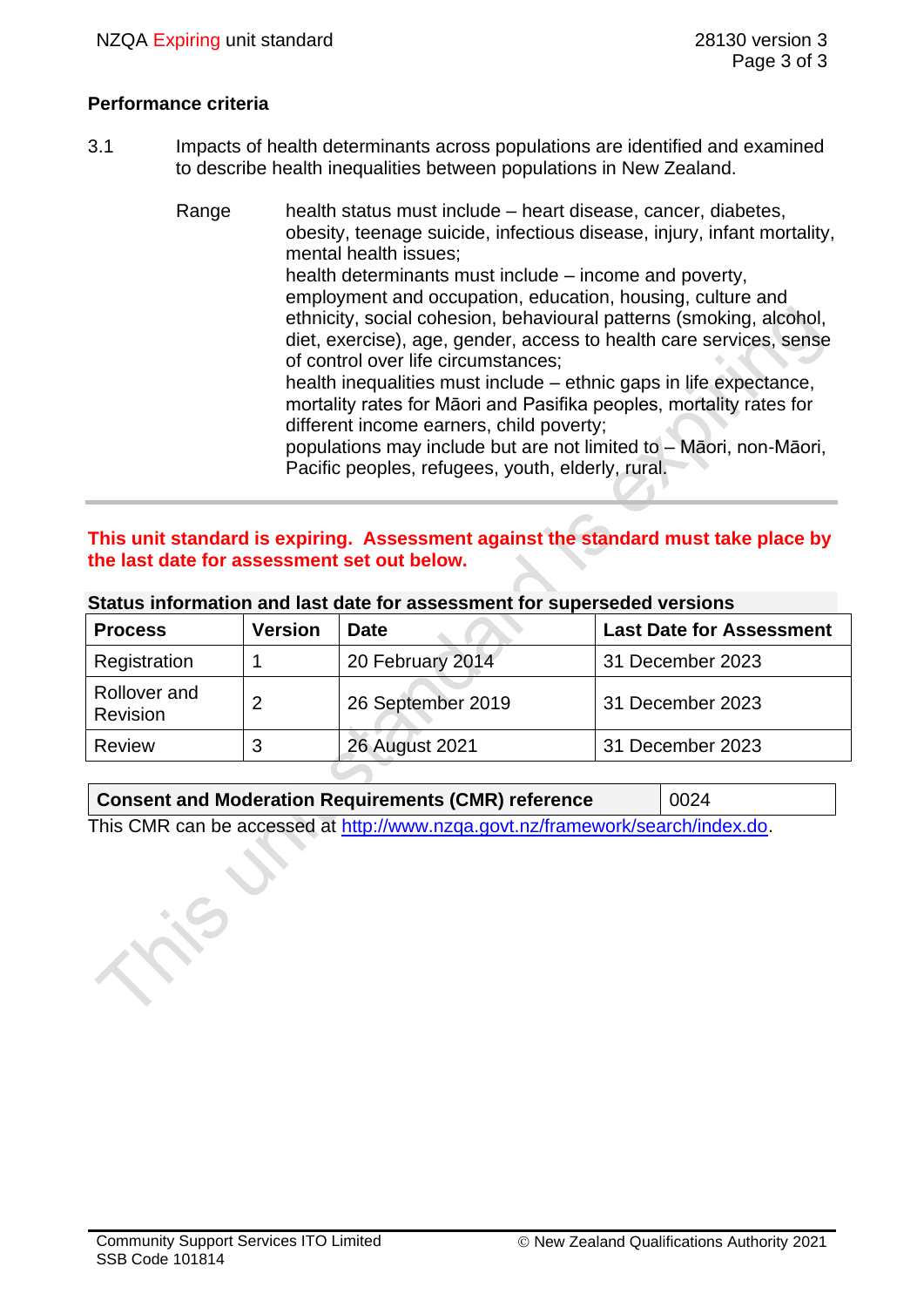## Performance criteria

3.1 Impacts of health determinants across populations are identified and examined to describe health inequalities between populations in New Zealand.

Range
health status must include – heart disease, cancer, diabetes, obesity, teenage suicide, infectious disease, injury, infant mortality, mental health issues;
health determinants must include – income and poverty, employment and occupation, education, housing, culture and ethnicity, social cohesion, behavioural patterns (smoking, alcohol, diet, exercise), age, gender, access to health care services, sense of control over life circumstances;
health inequalities must include – ethnic gaps in life expectance, mortality rates for Māori and Pasifika peoples, mortality rates for different income earners, child poverty;
populations may include but are not limited to – Māori, non-Māori, Pacific peoples, refugees, youth, elderly, rural.

---

**This unit standard is expiring. Assessment against the standard must take place by the last date for assessment set out below.**

**Status information and last date for assessment for superseded versions**

| Process | Version | Date | Last Date for Assessment |
|---|---|---|---|
| Registration | 1 | 20 February 2014 | 31 December 2023 |
| Rollover and Revision | 2 | 26 September 2019 | 31 December 2023 |
| Review | 3 | 26 August 2021 | 31 December 2023 |

| Consent and Moderation Requirements (CMR) reference | 0024 |
|---|---|

This CMR can be accessed at http://www.nzqa.govt.nz/framework/search/index.do.